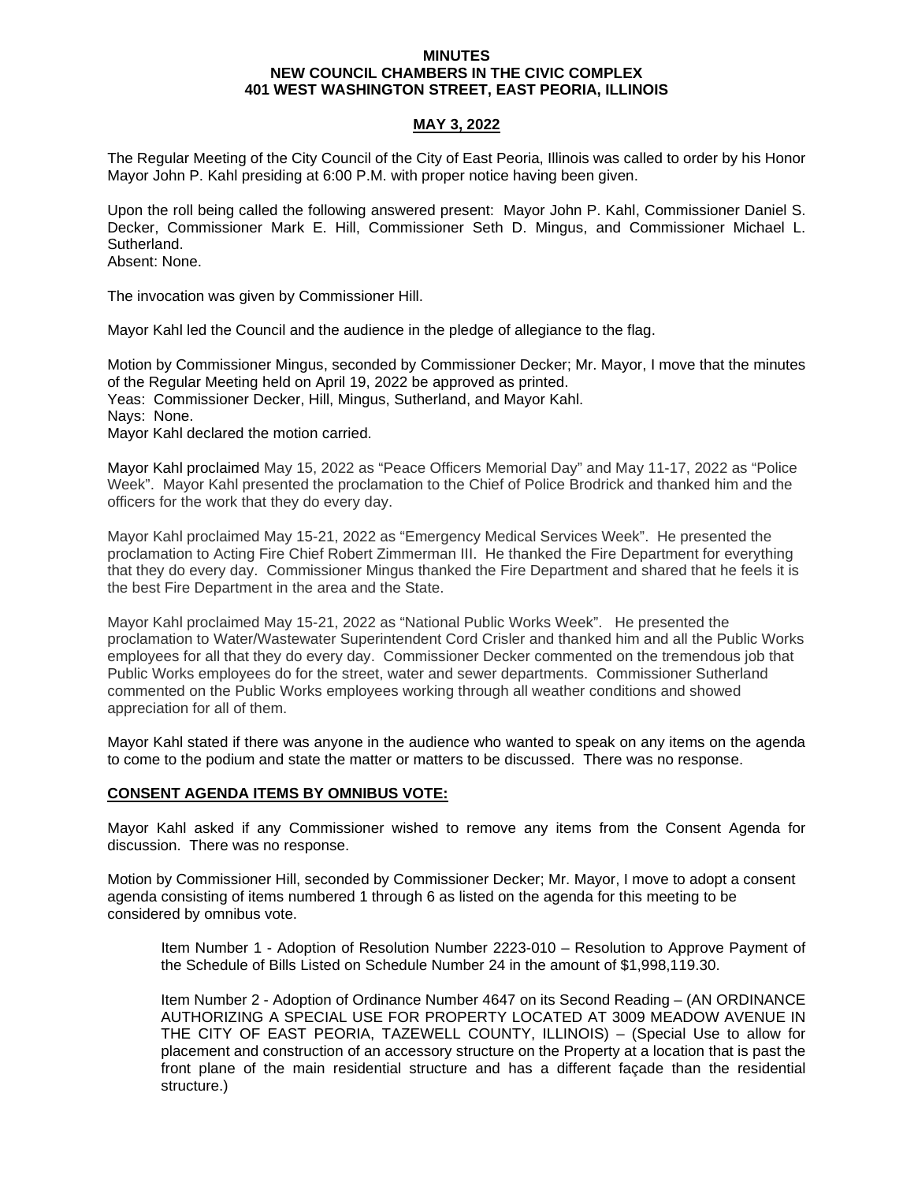**MINUTES**
**NEW COUNCIL CHAMBERS IN THE CIVIC COMPLEX**
**401 WEST WASHINGTON STREET, EAST PEORIA, ILLINOIS**

**MAY 3, 2022**

The Regular Meeting of the City Council of the City of East Peoria, Illinois was called to order by his Honor Mayor John P. Kahl presiding at 6:00 P.M. with proper notice having been given.

Upon the roll being called the following answered present: Mayor John P. Kahl, Commissioner Daniel S. Decker, Commissioner Mark E. Hill, Commissioner Seth D. Mingus, and Commissioner Michael L. Sutherland.
Absent: None.

The invocation was given by Commissioner Hill.

Mayor Kahl led the Council and the audience in the pledge of allegiance to the flag.

Motion by Commissioner Mingus, seconded by Commissioner Decker; Mr. Mayor, I move that the minutes of the Regular Meeting held on April 19, 2022 be approved as printed.
Yeas: Commissioner Decker, Hill, Mingus, Sutherland, and Mayor Kahl.
Nays: None.
Mayor Kahl declared the motion carried.

Mayor Kahl proclaimed May 15, 2022 as "Peace Officers Memorial Day" and May 11-17, 2022 as "Police Week". Mayor Kahl presented the proclamation to the Chief of Police Brodrick and thanked him and the officers for the work that they do every day.

Mayor Kahl proclaimed May 15-21, 2022 as "Emergency Medical Services Week". He presented the proclamation to Acting Fire Chief Robert Zimmerman III. He thanked the Fire Department for everything that they do every day. Commissioner Mingus thanked the Fire Department and shared that he feels it is the best Fire Department in the area and the State.

Mayor Kahl proclaimed May 15-21, 2022 as "National Public Works Week". He presented the proclamation to Water/Wastewater Superintendent Cord Crisler and thanked him and all the Public Works employees for all that they do every day. Commissioner Decker commented on the tremendous job that Public Works employees do for the street, water and sewer departments. Commissioner Sutherland commented on the Public Works employees working through all weather conditions and showed appreciation for all of them.

Mayor Kahl stated if there was anyone in the audience who wanted to speak on any items on the agenda to come to the podium and state the matter or matters to be discussed. There was no response.

**CONSENT AGENDA ITEMS BY OMNIBUS VOTE:**

Mayor Kahl asked if any Commissioner wished to remove any items from the Consent Agenda for discussion. There was no response.

Motion by Commissioner Hill, seconded by Commissioner Decker; Mr. Mayor, I move to adopt a consent agenda consisting of items numbered 1 through 6 as listed on the agenda for this meeting to be considered by omnibus vote.

> Item Number 1 - Adoption of Resolution Number 2223-010 – Resolution to Approve Payment of the Schedule of Bills Listed on Schedule Number 24 in the amount of $1,998,119.30.
>
> Item Number 2 - Adoption of Ordinance Number 4647 on its Second Reading – (AN ORDINANCE AUTHORIZING A SPECIAL USE FOR PROPERTY LOCATED AT 3009 MEADOW AVENUE IN THE CITY OF EAST PEORIA, TAZEWELL COUNTY, ILLINOIS) – (Special Use to allow for placement and construction of an accessory structure on the Property at a location that is past the front plane of the main residential structure and has a different façade than the residential structure.)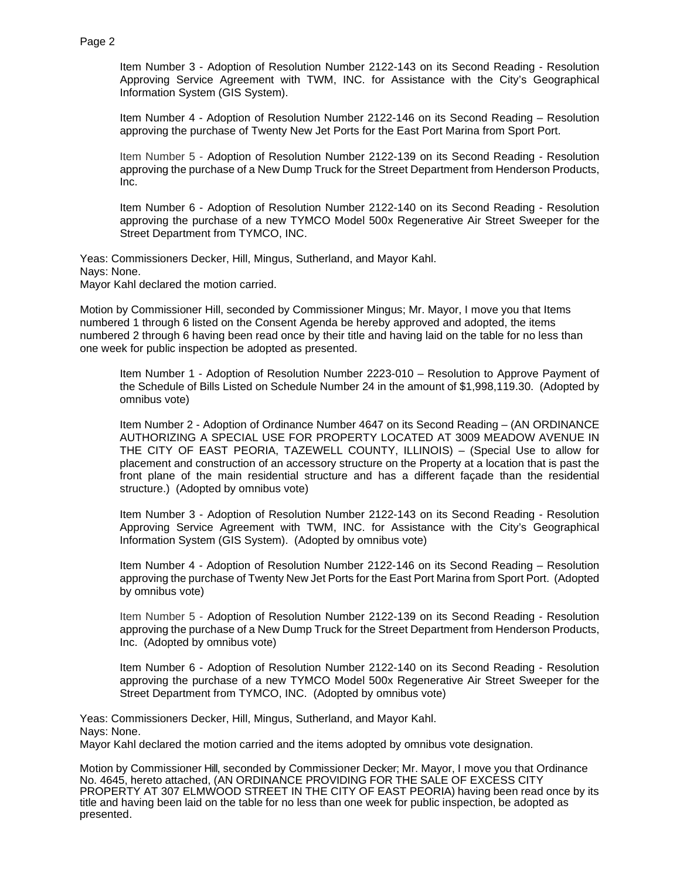Item Number 3 - Adoption of Resolution Number 2122-143 on its Second Reading - Resolution Approving Service Agreement with TWM, INC. for Assistance with the City's Geographical Information System (GIS System).

Item Number 4 - Adoption of Resolution Number 2122-146 on its Second Reading – Resolution approving the purchase of Twenty New Jet Ports for the East Port Marina from Sport Port.

Item Number 5 - Adoption of Resolution Number 2122-139 on its Second Reading - Resolution approving the purchase of a New Dump Truck for the Street Department from Henderson Products, Inc.

Item Number 6 - Adoption of Resolution Number 2122-140 on its Second Reading - Resolution approving the purchase of a new TYMCO Model 500x Regenerative Air Street Sweeper for the Street Department from TYMCO, INC.

Yeas: Commissioners Decker, Hill, Mingus, Sutherland, and Mayor Kahl.
Nays: None.
Mayor Kahl declared the motion carried.

Motion by Commissioner Hill, seconded by Commissioner Mingus; Mr. Mayor, I move you that Items numbered 1 through 6 listed on the Consent Agenda be hereby approved and adopted, the items numbered 2 through 6 having been read once by their title and having laid on the table for no less than one week for public inspection be adopted as presented.

Item Number 1 - Adoption of Resolution Number 2223-010 – Resolution to Approve Payment of the Schedule of Bills Listed on Schedule Number 24 in the amount of $1,998,119.30. (Adopted by omnibus vote)

Item Number 2 - Adoption of Ordinance Number 4647 on its Second Reading – (AN ORDINANCE AUTHORIZING A SPECIAL USE FOR PROPERTY LOCATED AT 3009 MEADOW AVENUE IN THE CITY OF EAST PEORIA, TAZEWELL COUNTY, ILLINOIS) – (Special Use to allow for placement and construction of an accessory structure on the Property at a location that is past the front plane of the main residential structure and has a different façade than the residential structure.) (Adopted by omnibus vote)

Item Number 3 - Adoption of Resolution Number 2122-143 on its Second Reading - Resolution Approving Service Agreement with TWM, INC. for Assistance with the City's Geographical Information System (GIS System). (Adopted by omnibus vote)

Item Number 4 - Adoption of Resolution Number 2122-146 on its Second Reading – Resolution approving the purchase of Twenty New Jet Ports for the East Port Marina from Sport Port. (Adopted by omnibus vote)

Item Number 5 - Adoption of Resolution Number 2122-139 on its Second Reading - Resolution approving the purchase of a New Dump Truck for the Street Department from Henderson Products, Inc. (Adopted by omnibus vote)

Item Number 6 - Adoption of Resolution Number 2122-140 on its Second Reading - Resolution approving the purchase of a new TYMCO Model 500x Regenerative Air Street Sweeper for the Street Department from TYMCO, INC. (Adopted by omnibus vote)

Yeas: Commissioners Decker, Hill, Mingus, Sutherland, and Mayor Kahl.
Nays: None.
Mayor Kahl declared the motion carried and the items adopted by omnibus vote designation.

Motion by Commissioner Hill, seconded by Commissioner Decker; Mr. Mayor, I move you that Ordinance No. 4645, hereto attached, (AN ORDINANCE PROVIDING FOR THE SALE OF EXCESS CITY PROPERTY AT 307 ELMWOOD STREET IN THE CITY OF EAST PEORIA) having been read once by its title and having been laid on the table for no less than one week for public inspection, be adopted as presented.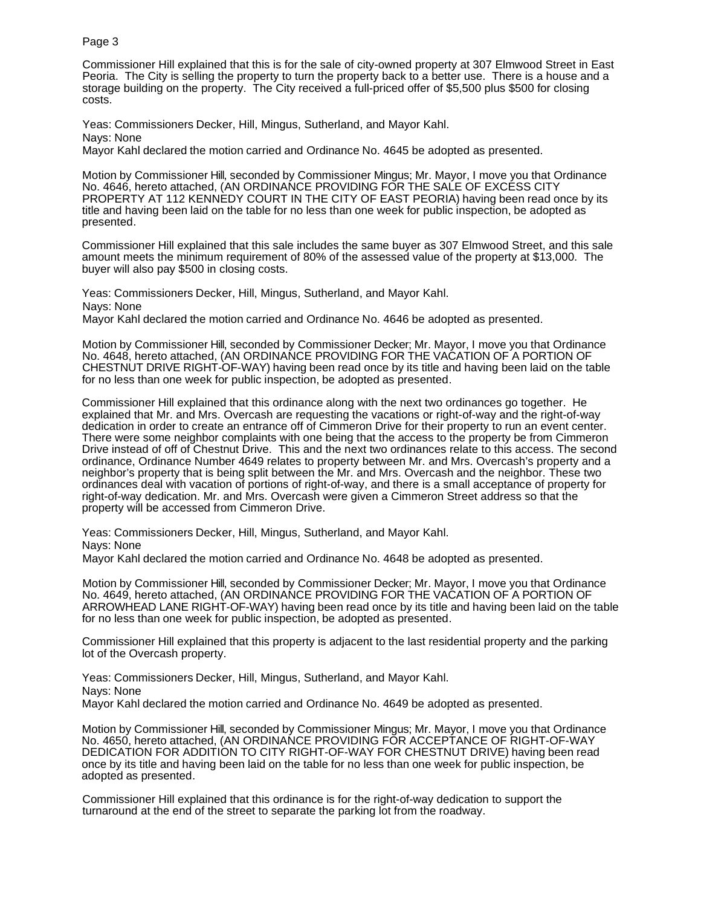Commissioner Hill explained that this is for the sale of city-owned property at 307 Elmwood Street in East Peoria. The City is selling the property to turn the property back to a better use. There is a house and a storage building on the property. The City received a full-priced offer of $5,500 plus $500 for closing costs.

Yeas: Commissioners Decker, Hill, Mingus, Sutherland, and Mayor Kahl.
Nays: None
Mayor Kahl declared the motion carried and Ordinance No. 4645 be adopted as presented.

Motion by Commissioner Hill, seconded by Commissioner Mingus; Mr. Mayor, I move you that Ordinance No. 4646, hereto attached, (AN ORDINANCE PROVIDING FOR THE SALE OF EXCESS CITY PROPERTY AT 112 KENNEDY COURT IN THE CITY OF EAST PEORIA) having been read once by its title and having been laid on the table for no less than one week for public inspection, be adopted as presented.

Commissioner Hill explained that this sale includes the same buyer as 307 Elmwood Street, and this sale amount meets the minimum requirement of 80% of the assessed value of the property at $13,000. The buyer will also pay $500 in closing costs.

Yeas: Commissioners Decker, Hill, Mingus, Sutherland, and Mayor Kahl.
Nays: None
Mayor Kahl declared the motion carried and Ordinance No. 4646 be adopted as presented.

Motion by Commissioner Hill, seconded by Commissioner Decker; Mr. Mayor, I move you that Ordinance No. 4648, hereto attached, (AN ORDINANCE PROVIDING FOR THE VACATION OF A PORTION OF CHESTNUT DRIVE RIGHT-OF-WAY) having been read once by its title and having been laid on the table for no less than one week for public inspection, be adopted as presented.

Commissioner Hill explained that this ordinance along with the next two ordinances go together. He explained that Mr. and Mrs. Overcash are requesting the vacations or right-of-way and the right-of-way dedication in order to create an entrance off of Cimmeron Drive for their property to run an event center. There were some neighbor complaints with one being that the access to the property be from Cimmeron Drive instead of off of Chestnut Drive. This and the next two ordinances relate to this access. The second ordinance, Ordinance Number 4649 relates to property between Mr. and Mrs. Overcash's property and a neighbor's property that is being split between the Mr. and Mrs. Overcash and the neighbor. These two ordinances deal with vacation of portions of right-of-way, and there is a small acceptance of property for right-of-way dedication. Mr. and Mrs. Overcash were given a Cimmeron Street address so that the property will be accessed from Cimmeron Drive.

Yeas: Commissioners Decker, Hill, Mingus, Sutherland, and Mayor Kahl.
Nays: None
Mayor Kahl declared the motion carried and Ordinance No. 4648 be adopted as presented.

Motion by Commissioner Hill, seconded by Commissioner Decker; Mr. Mayor, I move you that Ordinance No. 4649, hereto attached, (AN ORDINANCE PROVIDING FOR THE VACATION OF A PORTION OF ARROWHEAD LANE RIGHT-OF-WAY) having been read once by its title and having been laid on the table for no less than one week for public inspection, be adopted as presented.

Commissioner Hill explained that this property is adjacent to the last residential property and the parking lot of the Overcash property.

Yeas: Commissioners Decker, Hill, Mingus, Sutherland, and Mayor Kahl.
Nays: None
Mayor Kahl declared the motion carried and Ordinance No. 4649 be adopted as presented.

Motion by Commissioner Hill, seconded by Commissioner Mingus; Mr. Mayor, I move you that Ordinance No. 4650, hereto attached, (AN ORDINANCE PROVIDING FOR ACCEPTANCE OF RIGHT-OF-WAY DEDICATION FOR ADDITION TO CITY RIGHT-OF-WAY FOR CHESTNUT DRIVE) having been read once by its title and having been laid on the table for no less than one week for public inspection, be adopted as presented.

Commissioner Hill explained that this ordinance is for the right-of-way dedication to support the turnaround at the end of the street to separate the parking lot from the roadway.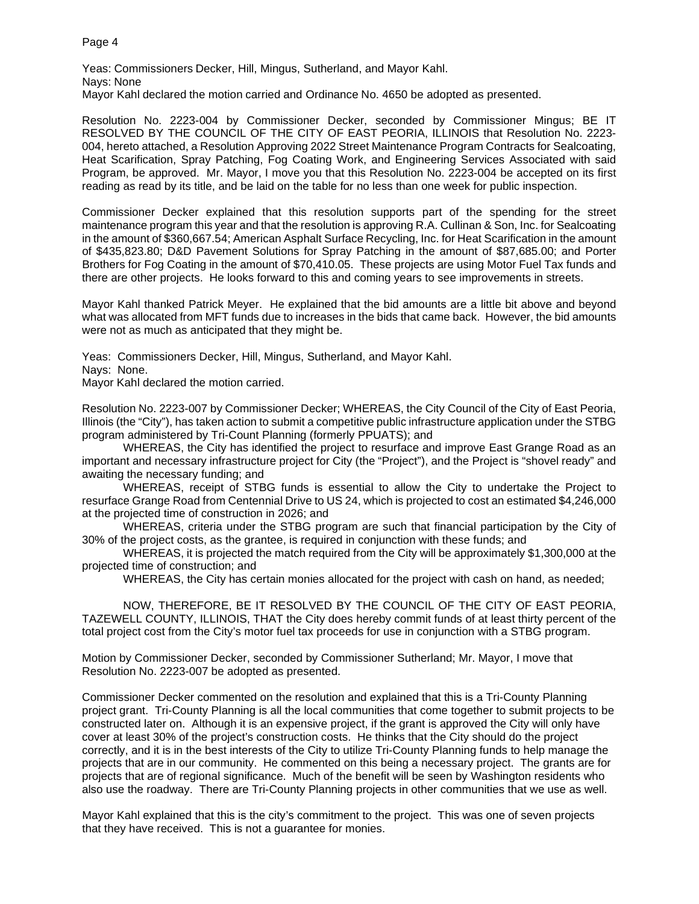Yeas: Commissioners Decker, Hill, Mingus, Sutherland, and Mayor Kahl.
Nays: None
Mayor Kahl declared the motion carried and Ordinance No. 4650 be adopted as presented.

Resolution No. 2223-004 by Commissioner Decker, seconded by Commissioner Mingus; BE IT RESOLVED BY THE COUNCIL OF THE CITY OF EAST PEORIA, ILLINOIS that Resolution No. 2223-004, hereto attached, a Resolution Approving 2022 Street Maintenance Program Contracts for Sealcoating, Heat Scarification, Spray Patching, Fog Coating Work, and Engineering Services Associated with said Program, be approved. Mr. Mayor, I move you that this Resolution No. 2223-004 be accepted on its first reading as read by its title, and be laid on the table for no less than one week for public inspection.

Commissioner Decker explained that this resolution supports part of the spending for the street maintenance program this year and that the resolution is approving R.A. Cullinan & Son, Inc. for Sealcoating in the amount of $360,667.54; American Asphalt Surface Recycling, Inc. for Heat Scarification in the amount of $435,823.80; D&D Pavement Solutions for Spray Patching in the amount of $87,685.00; and Porter Brothers for Fog Coating in the amount of $70,410.05. These projects are using Motor Fuel Tax funds and there are other projects. He looks forward to this and coming years to see improvements in streets.

Mayor Kahl thanked Patrick Meyer. He explained that the bid amounts are a little bit above and beyond what was allocated from MFT funds due to increases in the bids that came back. However, the bid amounts were not as much as anticipated that they might be.

Yeas: Commissioners Decker, Hill, Mingus, Sutherland, and Mayor Kahl.
Nays: None.
Mayor Kahl declared the motion carried.

Resolution No. 2223-007 by Commissioner Decker; WHEREAS, the City Council of the City of East Peoria, Illinois (the "City"), has taken action to submit a competitive public infrastructure application under the STBG program administered by Tri-Count Planning (formerly PPUATS); and

WHEREAS, the City has identified the project to resurface and improve East Grange Road as an important and necessary infrastructure project for City (the "Project"), and the Project is "shovel ready" and awaiting the necessary funding; and

WHEREAS, receipt of STBG funds is essential to allow the City to undertake the Project to resurface Grange Road from Centennial Drive to US 24, which is projected to cost an estimated $4,246,000 at the projected time of construction in 2026; and

WHEREAS, criteria under the STBG program are such that financial participation by the City of 30% of the project costs, as the grantee, is required in conjunction with these funds; and

WHEREAS, it is projected the match required from the City will be approximately $1,300,000 at the projected time of construction; and

WHEREAS, the City has certain monies allocated for the project with cash on hand, as needed;

NOW, THEREFORE, BE IT RESOLVED BY THE COUNCIL OF THE CITY OF EAST PEORIA, TAZEWELL COUNTY, ILLINOIS, THAT the City does hereby commit funds of at least thirty percent of the total project cost from the City's motor fuel tax proceeds for use in conjunction with a STBG program.

Motion by Commissioner Decker, seconded by Commissioner Sutherland; Mr. Mayor, I move that Resolution No. 2223-007 be adopted as presented.

Commissioner Decker commented on the resolution and explained that this is a Tri-County Planning project grant. Tri-County Planning is all the local communities that come together to submit projects to be constructed later on. Although it is an expensive project, if the grant is approved the City will only have cover at least 30% of the project's construction costs. He thinks that the City should do the project correctly, and it is in the best interests of the City to utilize Tri-County Planning funds to help manage the projects that are in our community. He commented on this being a necessary project. The grants are for projects that are of regional significance. Much of the benefit will be seen by Washington residents who also use the roadway. There are Tri-County Planning projects in other communities that we use as well.

Mayor Kahl explained that this is the city's commitment to the project. This was one of seven projects that they have received. This is not a guarantee for monies.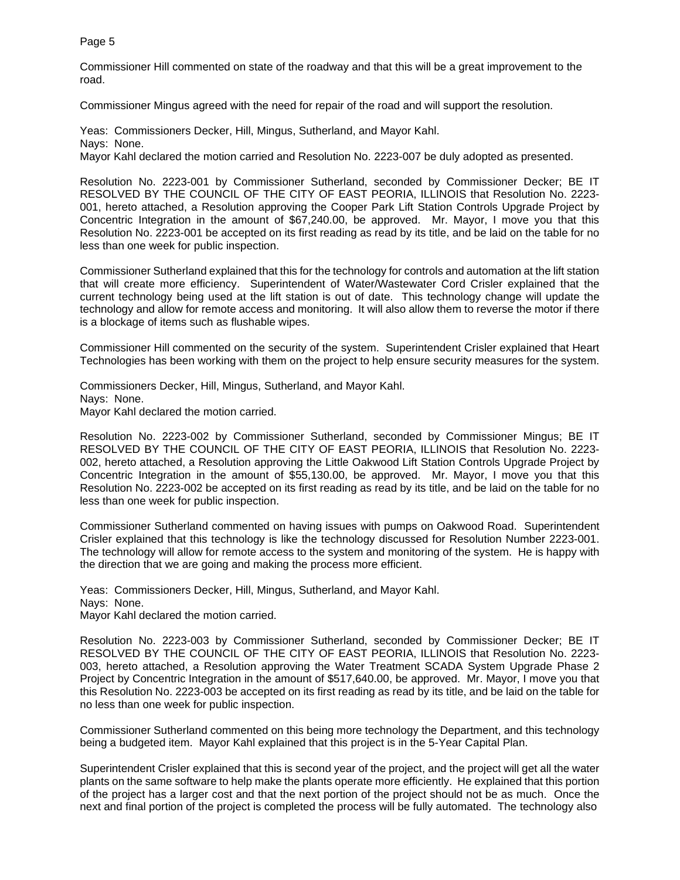Commissioner Hill commented on state of the roadway and that this will be a great improvement to the road.

Commissioner Mingus agreed with the need for repair of the road and will support the resolution.

Yeas: Commissioners Decker, Hill, Mingus, Sutherland, and Mayor Kahl.
Nays: None.
Mayor Kahl declared the motion carried and Resolution No. 2223-007 be duly adopted as presented.

Resolution No. 2223-001 by Commissioner Sutherland, seconded by Commissioner Decker; BE IT RESOLVED BY THE COUNCIL OF THE CITY OF EAST PEORIA, ILLINOIS that Resolution No. 2223-001, hereto attached, a Resolution approving the Cooper Park Lift Station Controls Upgrade Project by Concentric Integration in the amount of $67,240.00, be approved. Mr. Mayor, I move you that this Resolution No. 2223-001 be accepted on its first reading as read by its title, and be laid on the table for no less than one week for public inspection.

Commissioner Sutherland explained that this for the technology for controls and automation at the lift station that will create more efficiency. Superintendent of Water/Wastewater Cord Crisler explained that the current technology being used at the lift station is out of date. This technology change will update the technology and allow for remote access and monitoring. It will also allow them to reverse the motor if there is a blockage of items such as flushable wipes.

Commissioner Hill commented on the security of the system. Superintendent Crisler explained that Heart Technologies has been working with them on the project to help ensure security measures for the system.

Commissioners Decker, Hill, Mingus, Sutherland, and Mayor Kahl.
Nays: None.
Mayor Kahl declared the motion carried.

Resolution No. 2223-002 by Commissioner Sutherland, seconded by Commissioner Mingus; BE IT RESOLVED BY THE COUNCIL OF THE CITY OF EAST PEORIA, ILLINOIS that Resolution No. 2223-002, hereto attached, a Resolution approving the Little Oakwood Lift Station Controls Upgrade Project by Concentric Integration in the amount of $55,130.00, be approved. Mr. Mayor, I move you that this Resolution No. 2223-002 be accepted on its first reading as read by its title, and be laid on the table for no less than one week for public inspection.

Commissioner Sutherland commented on having issues with pumps on Oakwood Road. Superintendent Crisler explained that this technology is like the technology discussed for Resolution Number 2223-001. The technology will allow for remote access to the system and monitoring of the system. He is happy with the direction that we are going and making the process more efficient.

Yeas: Commissioners Decker, Hill, Mingus, Sutherland, and Mayor Kahl.
Nays: None.
Mayor Kahl declared the motion carried.

Resolution No. 2223-003 by Commissioner Sutherland, seconded by Commissioner Decker; BE IT RESOLVED BY THE COUNCIL OF THE CITY OF EAST PEORIA, ILLINOIS that Resolution No. 2223-003, hereto attached, a Resolution approving the Water Treatment SCADA System Upgrade Phase 2 Project by Concentric Integration in the amount of $517,640.00, be approved. Mr. Mayor, I move you that this Resolution No. 2223-003 be accepted on its first reading as read by its title, and be laid on the table for no less than one week for public inspection.

Commissioner Sutherland commented on this being more technology the Department, and this technology being a budgeted item. Mayor Kahl explained that this project is in the 5-Year Capital Plan.

Superintendent Crisler explained that this is second year of the project, and the project will get all the water plants on the same software to help make the plants operate more efficiently. He explained that this portion of the project has a larger cost and that the next portion of the project should not be as much. Once the next and final portion of the project is completed the process will be fully automated. The technology also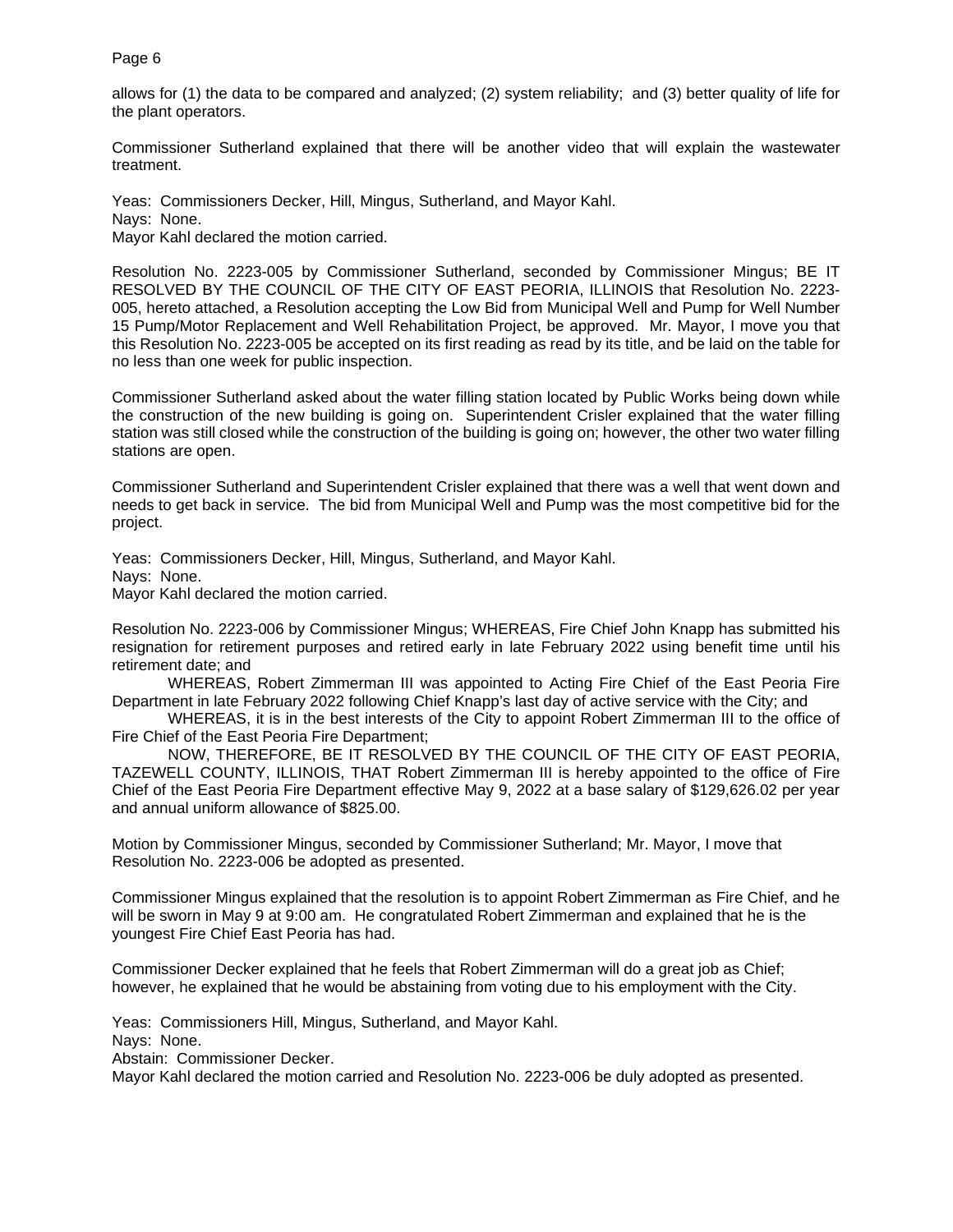allows for (1) the data to be compared and analyzed; (2) system reliability; and (3) better quality of life for the plant operators.

Commissioner Sutherland explained that there will be another video that will explain the wastewater treatment.

Yeas: Commissioners Decker, Hill, Mingus, Sutherland, and Mayor Kahl.
Nays: None.
Mayor Kahl declared the motion carried.

Resolution No. 2223-005 by Commissioner Sutherland, seconded by Commissioner Mingus; BE IT RESOLVED BY THE COUNCIL OF THE CITY OF EAST PEORIA, ILLINOIS that Resolution No. 2223-005, hereto attached, a Resolution accepting the Low Bid from Municipal Well and Pump for Well Number 15 Pump/Motor Replacement and Well Rehabilitation Project, be approved. Mr. Mayor, I move you that this Resolution No. 2223-005 be accepted on its first reading as read by its title, and be laid on the table for no less than one week for public inspection.

Commissioner Sutherland asked about the water filling station located by Public Works being down while the construction of the new building is going on. Superintendent Crisler explained that the water filling station was still closed while the construction of the building is going on; however, the other two water filling stations are open.

Commissioner Sutherland and Superintendent Crisler explained that there was a well that went down and needs to get back in service. The bid from Municipal Well and Pump was the most competitive bid for the project.

Yeas: Commissioners Decker, Hill, Mingus, Sutherland, and Mayor Kahl.
Nays: None.
Mayor Kahl declared the motion carried.

Resolution No. 2223-006 by Commissioner Mingus; WHEREAS, Fire Chief John Knapp has submitted his resignation for retirement purposes and retired early in late February 2022 using benefit time until his retirement date; and

WHEREAS, Robert Zimmerman III was appointed to Acting Fire Chief of the East Peoria Fire Department in late February 2022 following Chief Knapp's last day of active service with the City; and

WHEREAS, it is in the best interests of the City to appoint Robert Zimmerman III to the office of Fire Chief of the East Peoria Fire Department;

NOW, THEREFORE, BE IT RESOLVED BY THE COUNCIL OF THE CITY OF EAST PEORIA, TAZEWELL COUNTY, ILLINOIS, THAT Robert Zimmerman III is hereby appointed to the office of Fire Chief of the East Peoria Fire Department effective May 9, 2022 at a base salary of $129,626.02 per year and annual uniform allowance of $825.00.

Motion by Commissioner Mingus, seconded by Commissioner Sutherland; Mr. Mayor, I move that Resolution No. 2223-006 be adopted as presented.

Commissioner Mingus explained that the resolution is to appoint Robert Zimmerman as Fire Chief, and he will be sworn in May 9 at 9:00 am. He congratulated Robert Zimmerman and explained that he is the youngest Fire Chief East Peoria has had.

Commissioner Decker explained that he feels that Robert Zimmerman will do a great job as Chief; however, he explained that he would be abstaining from voting due to his employment with the City.

Yeas: Commissioners Hill, Mingus, Sutherland, and Mayor Kahl.
Nays: None.
Abstain: Commissioner Decker.
Mayor Kahl declared the motion carried and Resolution No. 2223-006 be duly adopted as presented.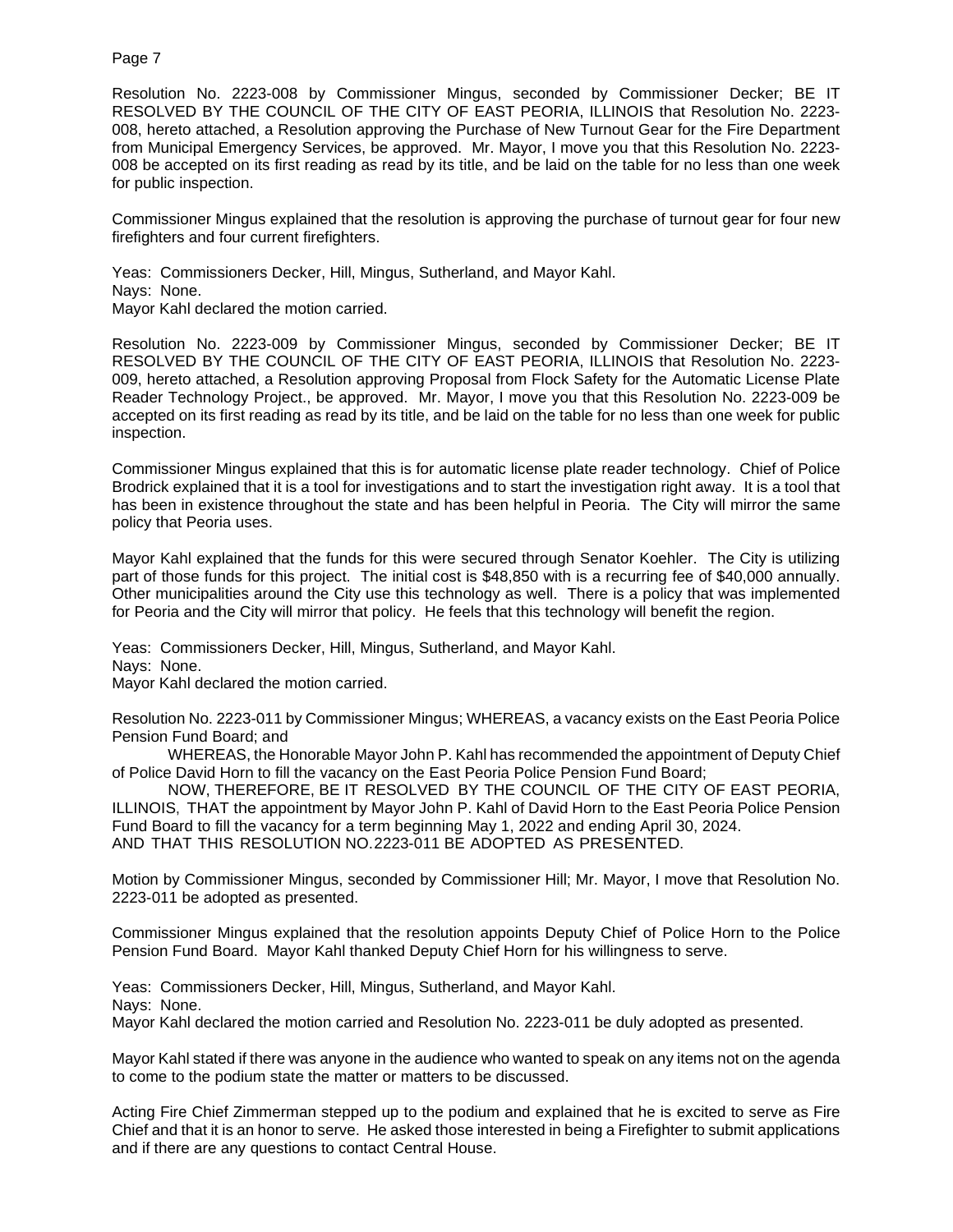Resolution No. 2223-008 by Commissioner Mingus, seconded by Commissioner Decker; BE IT RESOLVED BY THE COUNCIL OF THE CITY OF EAST PEORIA, ILLINOIS that Resolution No. 2223-008, hereto attached, a Resolution approving the Purchase of New Turnout Gear for the Fire Department from Municipal Emergency Services, be approved. Mr. Mayor, I move you that this Resolution No. 2223-008 be accepted on its first reading as read by its title, and be laid on the table for no less than one week for public inspection.

Commissioner Mingus explained that the resolution is approving the purchase of turnout gear for four new firefighters and four current firefighters.

Yeas: Commissioners Decker, Hill, Mingus, Sutherland, and Mayor Kahl.
Nays: None.
Mayor Kahl declared the motion carried.

Resolution No. 2223-009 by Commissioner Mingus, seconded by Commissioner Decker; BE IT RESOLVED BY THE COUNCIL OF THE CITY OF EAST PEORIA, ILLINOIS that Resolution No. 2223-009, hereto attached, a Resolution approving Proposal from Flock Safety for the Automatic License Plate Reader Technology Project., be approved. Mr. Mayor, I move you that this Resolution No. 2223-009 be accepted on its first reading as read by its title, and be laid on the table for no less than one week for public inspection.

Commissioner Mingus explained that this is for automatic license plate reader technology. Chief of Police Brodrick explained that it is a tool for investigations and to start the investigation right away. It is a tool that has been in existence throughout the state and has been helpful in Peoria. The City will mirror the same policy that Peoria uses.

Mayor Kahl explained that the funds for this were secured through Senator Koehler. The City is utilizing part of those funds for this project. The initial cost is $48,850 with is a recurring fee of $40,000 annually. Other municipalities around the City use this technology as well. There is a policy that was implemented for Peoria and the City will mirror that policy. He feels that this technology will benefit the region.

Yeas: Commissioners Decker, Hill, Mingus, Sutherland, and Mayor Kahl.
Nays: None.
Mayor Kahl declared the motion carried.

Resolution No. 2223-011 by Commissioner Mingus; WHEREAS, a vacancy exists on the East Peoria Police Pension Fund Board; and

WHEREAS, the Honorable Mayor John P. Kahl has recommended the appointment of Deputy Chief of Police David Horn to fill the vacancy on the East Peoria Police Pension Fund Board;

NOW, THEREFORE, BE IT RESOLVED BY THE COUNCIL OF THE CITY OF EAST PEORIA, ILLINOIS, THAT the appointment by Mayor John P. Kahl of David Horn to the East Peoria Police Pension Fund Board to fill the vacancy for a term beginning May 1, 2022 and ending April 30, 2024.
AND THAT THIS RESOLUTION NO.2223-011 BE ADOPTED AS PRESENTED.

Motion by Commissioner Mingus, seconded by Commissioner Hill; Mr. Mayor, I move that Resolution No. 2223-011 be adopted as presented.

Commissioner Mingus explained that the resolution appoints Deputy Chief of Police Horn to the Police Pension Fund Board. Mayor Kahl thanked Deputy Chief Horn for his willingness to serve.

Yeas: Commissioners Decker, Hill, Mingus, Sutherland, and Mayor Kahl.
Nays: None.
Mayor Kahl declared the motion carried and Resolution No. 2223-011 be duly adopted as presented.

Mayor Kahl stated if there was anyone in the audience who wanted to speak on any items not on the agenda to come to the podium state the matter or matters to be discussed.

Acting Fire Chief Zimmerman stepped up to the podium and explained that he is excited to serve as Fire Chief and that it is an honor to serve. He asked those interested in being a Firefighter to submit applications and if there are any questions to contact Central House.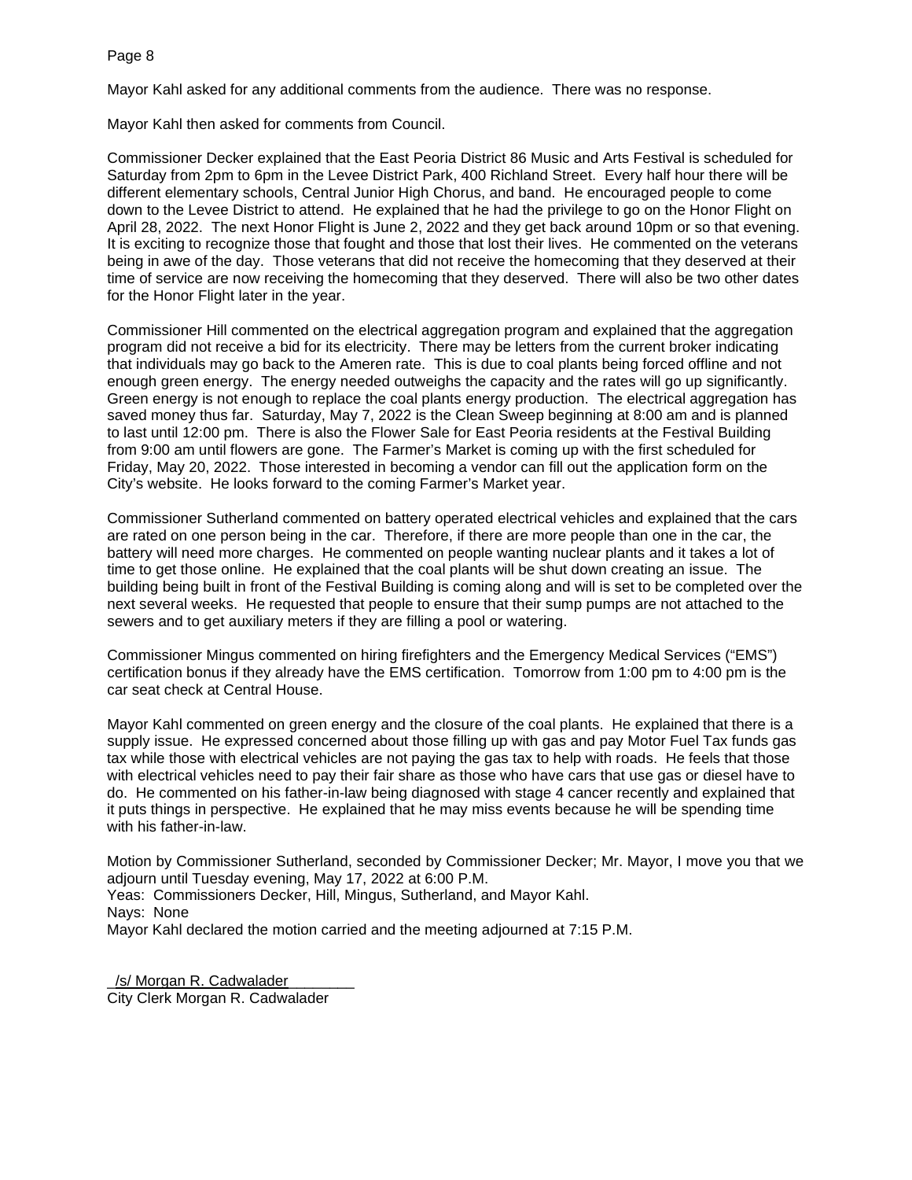Mayor Kahl asked for any additional comments from the audience. There was no response.

Mayor Kahl then asked for comments from Council.

Commissioner Decker explained that the East Peoria District 86 Music and Arts Festival is scheduled for Saturday from 2pm to 6pm in the Levee District Park, 400 Richland Street. Every half hour there will be different elementary schools, Central Junior High Chorus, and band. He encouraged people to come down to the Levee District to attend. He explained that he had the privilege to go on the Honor Flight on April 28, 2022. The next Honor Flight is June 2, 2022 and they get back around 10pm or so that evening. It is exciting to recognize those that fought and those that lost their lives. He commented on the veterans being in awe of the day. Those veterans that did not receive the homecoming that they deserved at their time of service are now receiving the homecoming that they deserved. There will also be two other dates for the Honor Flight later in the year.

Commissioner Hill commented on the electrical aggregation program and explained that the aggregation program did not receive a bid for its electricity. There may be letters from the current broker indicating that individuals may go back to the Ameren rate. This is due to coal plants being forced offline and not enough green energy. The energy needed outweighs the capacity and the rates will go up significantly. Green energy is not enough to replace the coal plants energy production. The electrical aggregation has saved money thus far. Saturday, May 7, 2022 is the Clean Sweep beginning at 8:00 am and is planned to last until 12:00 pm. There is also the Flower Sale for East Peoria residents at the Festival Building from 9:00 am until flowers are gone. The Farmer's Market is coming up with the first scheduled for Friday, May 20, 2022. Those interested in becoming a vendor can fill out the application form on the City's website. He looks forward to the coming Farmer's Market year.

Commissioner Sutherland commented on battery operated electrical vehicles and explained that the cars are rated on one person being in the car. Therefore, if there are more people than one in the car, the battery will need more charges. He commented on people wanting nuclear plants and it takes a lot of time to get those online. He explained that the coal plants will be shut down creating an issue. The building being built in front of the Festival Building is coming along and will is set to be completed over the next several weeks. He requested that people to ensure that their sump pumps are not attached to the sewers and to get auxiliary meters if they are filling a pool or watering.

Commissioner Mingus commented on hiring firefighters and the Emergency Medical Services ("EMS") certification bonus if they already have the EMS certification. Tomorrow from 1:00 pm to 4:00 pm is the car seat check at Central House.

Mayor Kahl commented on green energy and the closure of the coal plants. He explained that there is a supply issue. He expressed concerned about those filling up with gas and pay Motor Fuel Tax funds gas tax while those with electrical vehicles are not paying the gas tax to help with roads. He feels that those with electrical vehicles need to pay their fair share as those who have cars that use gas or diesel have to do. He commented on his father-in-law being diagnosed with stage 4 cancer recently and explained that it puts things in perspective. He explained that he may miss events because he will be spending time with his father-in-law.

Motion by Commissioner Sutherland, seconded by Commissioner Decker; Mr. Mayor, I move you that we adjourn until Tuesday evening, May 17, 2022 at 6:00 P.M.
Yeas: Commissioners Decker, Hill, Mingus, Sutherland, and Mayor Kahl.
Nays: None
Mayor Kahl declared the motion carried and the meeting adjourned at 7:15 P.M.

/s/ Morgan R. Cadwalader
City Clerk Morgan R. Cadwalader